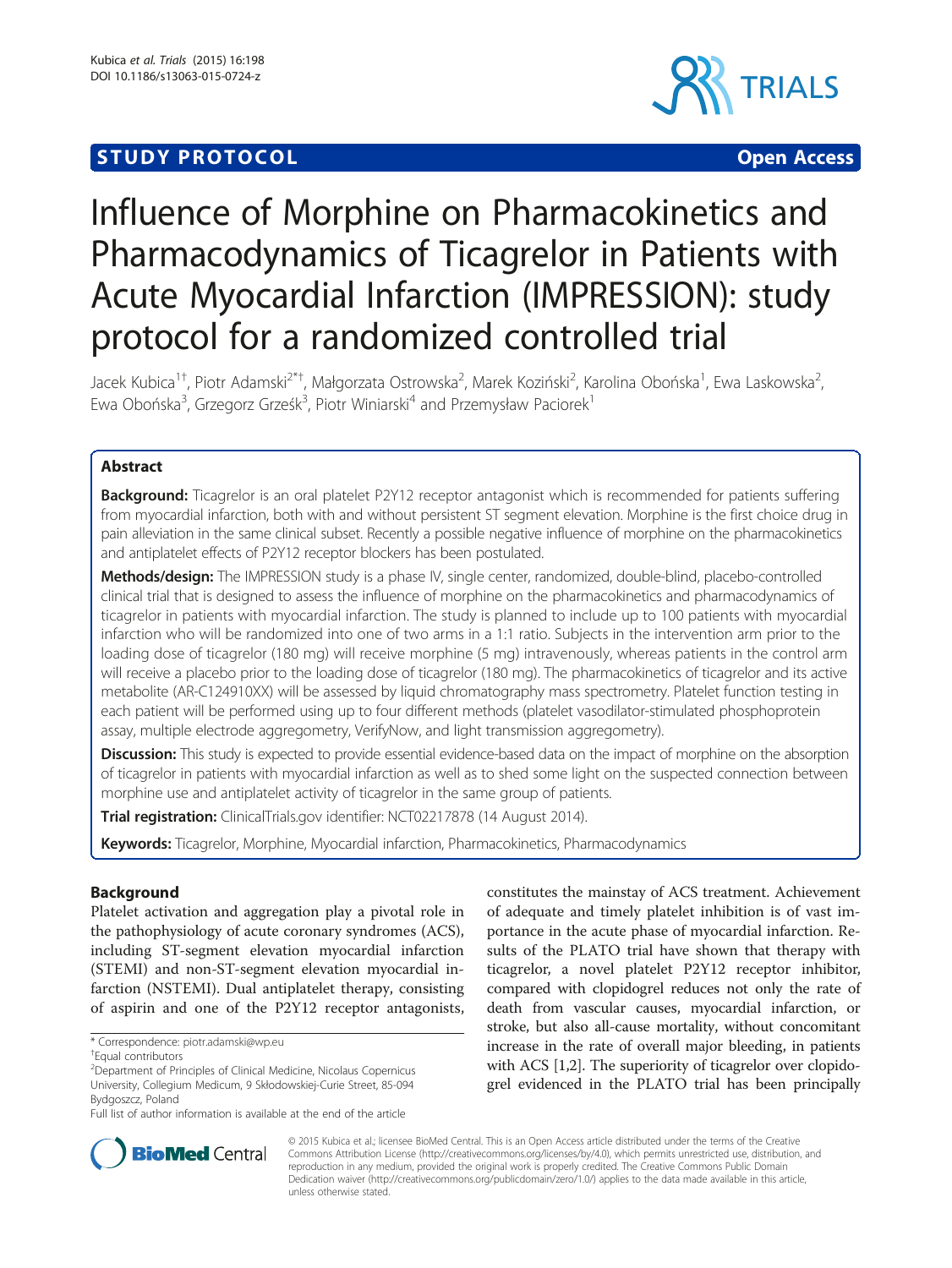STUDY PROTOCOL Open Access

# Influence of Morphine on Pharmacokinetics and Pharmacodynamics of Ticagrelor in Patients with Acute Myocardial Infarction (IMPRESSION): study protocol for a randomized controlled trial

Jacek Kubica[1†], Piotr Adamski[2*†], Małgorzata Ostrowska[2], Marek Koziński[2], Karolina Obońska[1], Ewa Laskowska[2], Ewa Obońska[3], Grzegorz Grześk[3], Piotr Winiarski[4] and Przemysław Paciorek[1]

## Abstract

**Background:** Ticagrelor is an oral platelet P2Y12 receptor antagonist which is recommended for patients suffering from myocardial infarction, both with and without persistent ST segment elevation. Morphine is the first choice drug in pain alleviation in the same clinical subset. Recently a possible negative influence of morphine on the pharmacokinetics and antiplatelet effects of P2Y12 receptor blockers has been postulated.

**Methods/design:** The IMPRESSION study is a phase IV, single center, randomized, double-blind, placebo-controlled clinical trial that is designed to assess the influence of morphine on the pharmacokinetics and pharmacodynamics of ticagrelor in patients with myocardial infarction. The study is planned to include up to 100 patients with myocardial infarction who will be randomized into one of two arms in a 1:1 ratio. Subjects in the intervention arm prior to the loading dose of ticagrelor (180 mg) will receive morphine (5 mg) intravenously, whereas patients in the control arm will receive a placebo prior to the loading dose of ticagrelor (180 mg). The pharmacokinetics of ticagrelor and its active metabolite (AR-C124910XX) will be assessed by liquid chromatography mass spectrometry. Platelet function testing in each patient will be performed using up to four different methods (platelet vasodilator-stimulated phosphoprotein assay, multiple electrode aggregometry, VerifyNow, and light transmission aggregometry).

**Discussion:** This study is expected to provide essential evidence-based data on the impact of morphine on the absorption of ticagrelor in patients with myocardial infarction as well as to shed some light on the suspected connection between morphine use and antiplatelet activity of ticagrelor in the same group of patients.

**Trial registration:** ClinicalTrials.gov identifier: NCT02217878 (14 August 2014).

**Keywords:** Ticagrelor, Morphine, Myocardial infarction, Pharmacokinetics, Pharmacodynamics

## Background

Platelet activation and aggregation play a pivotal role in the pathophysiology of acute coronary syndromes (ACS), including ST-segment elevation myocardial infarction (STEMI) and non-ST-segment elevation myocardial infarction (NSTEMI). Dual antiplatelet therapy, consisting of aspirin and one of the P2Y12 receptor antagonists, constitutes the mainstay of ACS treatment. Achievement of adequate and timely platelet inhibition is of vast importance in the acute phase of myocardial infarction. Results of the PLATO trial have shown that therapy with ticagrelor, a novel platelet P2Y12 receptor inhibitor, compared with clopidogrel reduces not only the rate of death from vascular causes, myocardial infarction, or stroke, but also all-cause mortality, without concomitant increase in the rate of overall major bleeding, in patients with ACS [1,2]. The superiority of ticagrelor over clopidogrel evidenced in the PLATO trial has been principally

\* Correspondence: piotr.adamski@wp.eu

†Equal contributors

[2]Department of Principles of Clinical Medicine, Nicolaus Copernicus University, Collegium Medicum, 9 Skłodowskiej-Curie Street, 85-094 Bydgoszcz, Poland

Full list of author information is available at the end of the article

© 2015 Kubica et al.; licensee BioMed Central. This is an Open Access article distributed under the terms of the Creative Commons Attribution License (http://creativecommons.org/licenses/by/4.0), which permits unrestricted use, distribution, and reproduction in any medium, provided the original work is properly credited. The Creative Commons Public Domain Dedication waiver (http://creativecommons.org/publicdomain/zero/1.0/) applies to the data made available in this article, unless otherwise stated.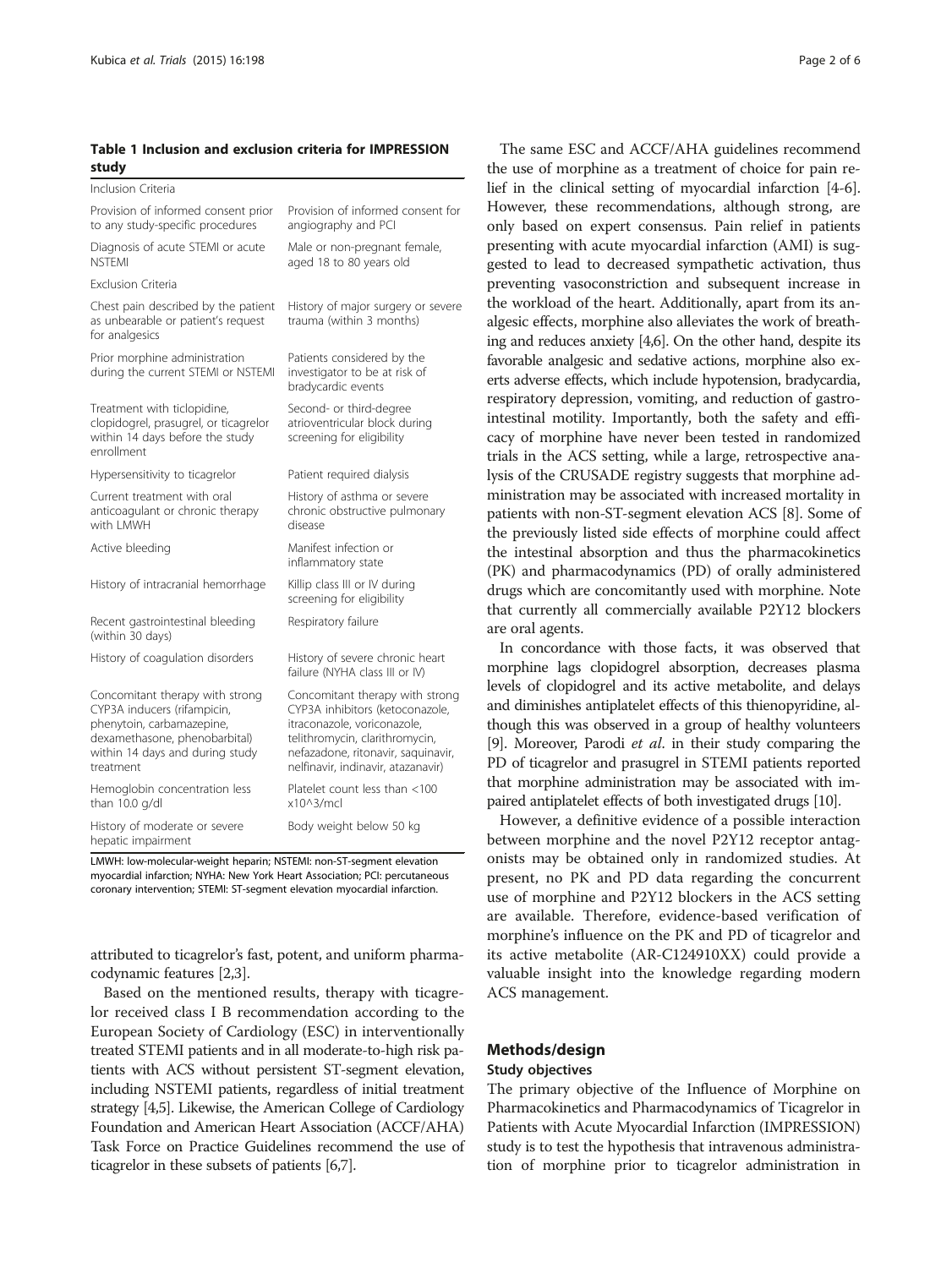**Table 1 Inclusion and exclusion criteria for IMPRESSION study**

| | |
|---|---|
| Inclusion Criteria | |
| Provision of informed consent prior to any study-specific procedures | Provision of informed consent for angiography and PCI |
| Diagnosis of acute STEMI or acute NSTEMI | Male or non-pregnant female, aged 18 to 80 years old |
| Exclusion Criteria | |
| Chest pain described by the patient as unbearable or patient's request for analgesics | History of major surgery or severe trauma (within 3 months) |
| Prior morphine administration during the current STEMI or NSTEMI | Patients considered by the investigator to be at risk of bradycardic events |
| Treatment with ticlopidine, clopidogrel, prasugrel, or ticagrelor within 14 days before the study enrollment | Second- or third-degree atrioventricular block during screening for eligibility |
| Hypersensitivity to ticagrelor | Patient required dialysis |
| Current treatment with oral anticoagulant or chronic therapy with LMWH | History of asthma or severe chronic obstructive pulmonary disease |
| Active bleeding | Manifest infection or inflammatory state |
| History of intracranial hemorrhage | Killip class III or IV during screening for eligibility |
| Recent gastrointestinal bleeding (within 30 days) | Respiratory failure |
| History of coagulation disorders | History of severe chronic heart failure (NYHA class III or IV) |
| Concomitant therapy with strong CYP3A inducers (rifampicin, phenytoin, carbamazepine, dexamethasone, phenobarbital) within 14 days and during study treatment | Concomitant therapy with strong CYP3A inhibitors (ketoconazole, itraconazole, voriconazole, telithromycin, clarithromycin, nefazadone, ritonavir, saquinavir, nelfinavir, indinavir, atazanavir) |
| Hemoglobin concentration less than 10.0 g/dl | Platelet count less than <100 x10^3/mcl |
| History of moderate or severe hepatic impairment | Body weight below 50 kg |

LMWH: low-molecular-weight heparin; NSTEMI: non-ST-segment elevation myocardial infarction; NYHA: New York Heart Association; PCI: percutaneous coronary intervention; STEMI: ST-segment elevation myocardial infarction.

attributed to ticagrelor's fast, potent, and uniform pharmacodynamic features [2,3].

Based on the mentioned results, therapy with ticagrelor received class I B recommendation according to the European Society of Cardiology (ESC) in interventionally treated STEMI patients and in all moderate-to-high risk patients with ACS without persistent ST-segment elevation, including NSTEMI patients, regardless of initial treatment strategy [4,5]. Likewise, the American College of Cardiology Foundation and American Heart Association (ACCF/AHA) Task Force on Practice Guidelines recommend the use of ticagrelor in these subsets of patients [6,7].

The same ESC and ACCF/AHA guidelines recommend the use of morphine as a treatment of choice for pain relief in the clinical setting of myocardial infarction [4-6]. However, these recommendations, although strong, are only based on expert consensus. Pain relief in patients presenting with acute myocardial infarction (AMI) is suggested to lead to decreased sympathetic activation, thus preventing vasoconstriction and subsequent increase in the workload of the heart. Additionally, apart from its analgesic effects, morphine also alleviates the work of breathing and reduces anxiety [4,6]. On the other hand, despite its favorable analgesic and sedative actions, morphine also exerts adverse effects, which include hypotension, bradycardia, respiratory depression, vomiting, and reduction of gastrointestinal motility. Importantly, both the safety and efficacy of morphine have never been tested in randomized trials in the ACS setting, while a large, retrospective analysis of the CRUSADE registry suggests that morphine administration may be associated with increased mortality in patients with non-ST-segment elevation ACS [8]. Some of the previously listed side effects of morphine could affect the intestinal absorption and thus the pharmacokinetics (PK) and pharmacodynamics (PD) of orally administered drugs which are concomitantly used with morphine. Note that currently all commercially available P2Y12 blockers are oral agents.

In concordance with those facts, it was observed that morphine lags clopidogrel absorption, decreases plasma levels of clopidogrel and its active metabolite, and delays and diminishes antiplatelet effects of this thienopyridine, although this was observed in a group of healthy volunteers [9]. Moreover, Parodi *et al*. in their study comparing the PD of ticagrelor and prasugrel in STEMI patients reported that morphine administration may be associated with impaired antiplatelet effects of both investigated drugs [10].

However, a definitive evidence of a possible interaction between morphine and the novel P2Y12 receptor antagonists may be obtained only in randomized studies. At present, no PK and PD data regarding the concurrent use of morphine and P2Y12 blockers in the ACS setting are available. Therefore, evidence-based verification of morphine's influence on the PK and PD of ticagrelor and its active metabolite (AR-C124910XX) could provide a valuable insight into the knowledge regarding modern ACS management.

## Methods/design

### Study objectives

The primary objective of the Influence of Morphine on Pharmacokinetics and Pharmacodynamics of Ticagrelor in Patients with Acute Myocardial Infarction (IMPRESSION) study is to test the hypothesis that intravenous administration of morphine prior to ticagrelor administration in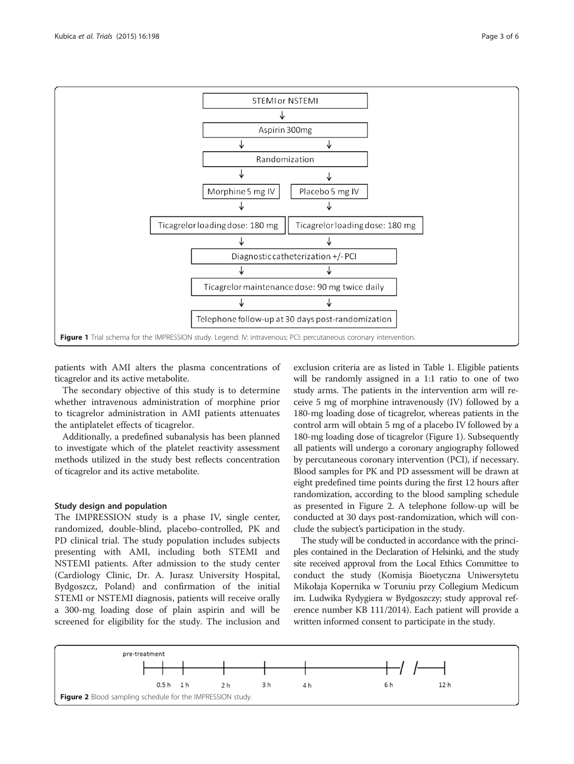Figure 1 Trial schema for the IMPRESSION study. Legend: IV: intravenous; PCI: percutaneous coronary intervention.

patients with AMI alters the plasma concentrations of ticagrelor and its active metabolite.

The secondary objective of this study is to determine whether intravenous administration of morphine prior to ticagrelor administration in AMI patients attenuates the antiplatelet effects of ticagrelor.

Additionally, a predefined subanalysis has been planned to investigate which of the platelet reactivity assessment methods utilized in the study best reflects concentration of ticagrelor and its active metabolite.

### Study design and population

The IMPRESSION study is a phase IV, single center, randomized, double-blind, placebo-controlled, PK and PD clinical trial. The study population includes subjects presenting with AMI, including both STEMI and NSTEMI patients. After admission to the study center (Cardiology Clinic, Dr. A. Jurasz University Hospital, Bydgoszcz, Poland) and confirmation of the initial STEMI or NSTEMI diagnosis, patients will receive orally a 300-mg loading dose of plain aspirin and will be screened for eligibility for the study. The inclusion and exclusion criteria are as listed in Table 1. Eligible patients will be randomly assigned in a 1:1 ratio to one of two study arms. The patients in the intervention arm will receive 5 mg of morphine intravenously (IV) followed by a 180-mg loading dose of ticagrelor, whereas patients in the control arm will obtain 5 mg of a placebo IV followed by a 180-mg loading dose of ticagrelor (Figure 1). Subsequently all patients will undergo a coronary angiography followed by percutaneous coronary intervention (PCI), if necessary. Blood samples for PK and PD assessment will be drawn at eight predefined time points during the first 12 hours after randomization, according to the blood sampling schedule as presented in Figure 2. A telephone follow-up will be conducted at 30 days post-randomization, which will conclude the subject's participation in the study.

The study will be conducted in accordance with the principles contained in the Declaration of Helsinki, and the study site received approval from the Local Ethics Committee to conduct the study (Komisja Bioetyczna Uniwersytetu Mikołaja Kopernika w Toruniu przy Collegium Medicum im. Ludwika Rydygiera w Bydgoszczy; study approval reference number KB 111/2014). Each patient will provide a written informed consent to participate in the study.

Figure 2 Blood sampling schedule for the IMPRESSION study.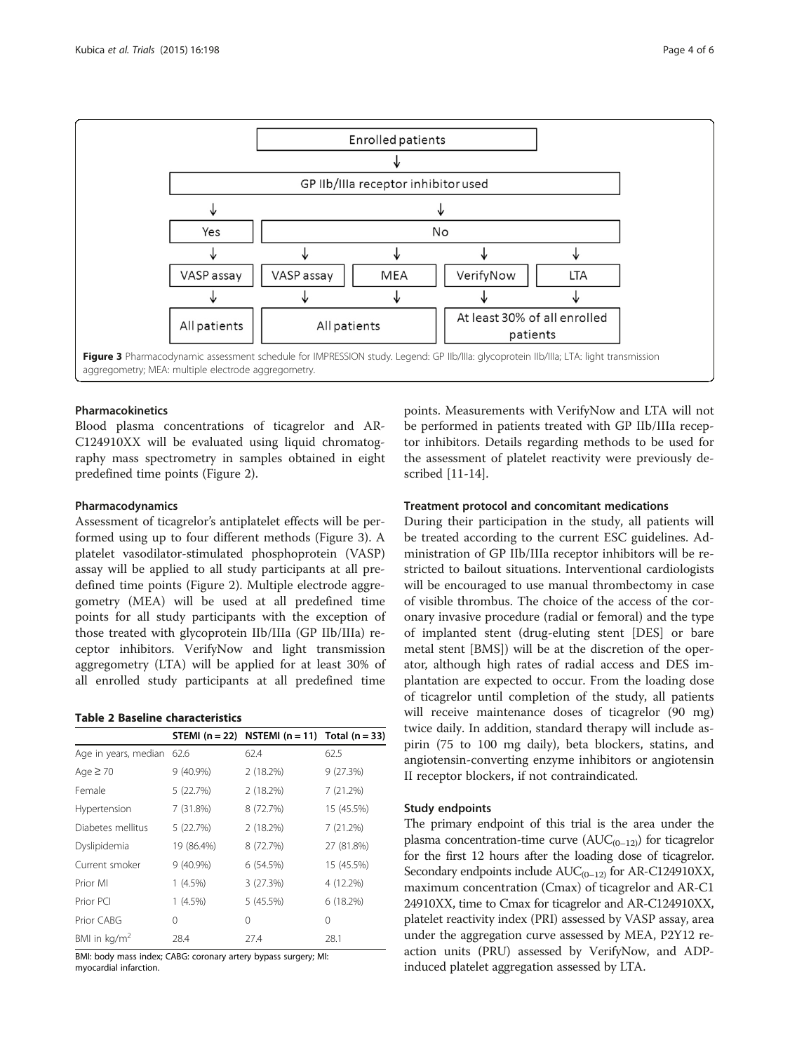Figure 3 Pharmacodynamic assessment schedule for IMPRESSION study. Legend: GP IIb/IIIa: glycoprotein IIb/IIIa; LTA: light transmission aggregometry; MEA: multiple electrode aggregometry.

### Pharmacokinetics

Blood plasma concentrations of ticagrelor and AR-C124910XX will be evaluated using liquid chromatography mass spectrometry in samples obtained in eight predefined time points (Figure 2).

### Pharmacodynamics

Assessment of ticagrelor's antiplatelet effects will be performed using up to four different methods (Figure 3). A platelet vasodilator-stimulated phosphoprotein (VASP) assay will be applied to all study participants at all predefined time points (Figure 2). Multiple electrode aggregometry (MEA) will be used at all predefined time points for all study participants with the exception of those treated with glycoprotein IIb/IIIa (GP IIb/IIIa) receptor inhibitors. VerifyNow and light transmission aggregometry (LTA) will be applied for at least 30% of all enrolled study participants at all predefined time points. Measurements with VerifyNow and LTA will not be performed in patients treated with GP IIb/IIIa receptor inhibitors. Details regarding methods to be used for the assessment of platelet reactivity were previously described [11-14].

**Table 2 Baseline characteristics**

| | STEMI (n = 22) | NSTEMI (n = 11) | Total (n = 33) |
|---|---|---|---|
| Age in years, median | 62.6 | 62.4 | 62.5 |
| Age ≥ 70 | 9 (40.9%) | 2 (18.2%) | 9 (27.3%) |
| Female | 5 (22.7%) | 2 (18.2%) | 7 (21.2%) |
| Hypertension | 7 (31.8%) | 8 (72.7%) | 15 (45.5%) |
| Diabetes mellitus | 5 (22.7%) | 2 (18.2%) | 7 (21.2%) |
| Dyslipidemia | 19 (86.4%) | 8 (72.7%) | 27 (81.8%) |
| Current smoker | 9 (40.9%) | 6 (54.5%) | 15 (45.5%) |
| Prior MI | 1 (4.5%) | 3 (27.3%) | 4 (12.2%) |
| Prior PCI | 1 (4.5%) | 5 (45.5%) | 6 (18.2%) |
| Prior CABG | 0 | 0 | 0 |
| BMI in kg/m$^2$ | 28.4 | 27.4 | 28.1 |

BMI: body mass index; CABG: coronary artery bypass surgery; MI: myocardial infarction.

### Treatment protocol and concomitant medications

During their participation in the study, all patients will be treated according to the current ESC guidelines. Administration of GP IIb/IIIa receptor inhibitors will be restricted to bailout situations. Interventional cardiologists will be encouraged to use manual thrombectomy in case of visible thrombus. The choice of the access of the coronary invasive procedure (radial or femoral) and the type of implanted stent (drug-eluting stent [DES] or bare metal stent [BMS]) will be at the discretion of the operator, although high rates of radial access and DES implantation are expected to occur. From the loading dose of ticagrelor until completion of the study, all patients will receive maintenance doses of ticagrelor (90 mg) twice daily. In addition, standard therapy will include aspirin (75 to 100 mg daily), beta blockers, statins, and angiotensin-converting enzyme inhibitors or angiotensin II receptor blockers, if not contraindicated.

### Study endpoints

The primary endpoint of this trial is the area under the plasma concentration-time curve ($AUC_{(0-12)}$) for ticagrelor for the first 12 hours after the loading dose of ticagrelor. Secondary endpoints include $AUC_{(0-12)}$ for AR-C124910XX, maximum concentration (Cmax) of ticagrelor and AR-C124910XX, time to Cmax for ticagrelor and AR-C124910XX, platelet reactivity index (PRI) assessed by VASP assay, area under the aggregation curve assessed by MEA, P2Y12 reaction units (PRU) assessed by VerifyNow, and ADP-induced platelet aggregation assessed by LTA.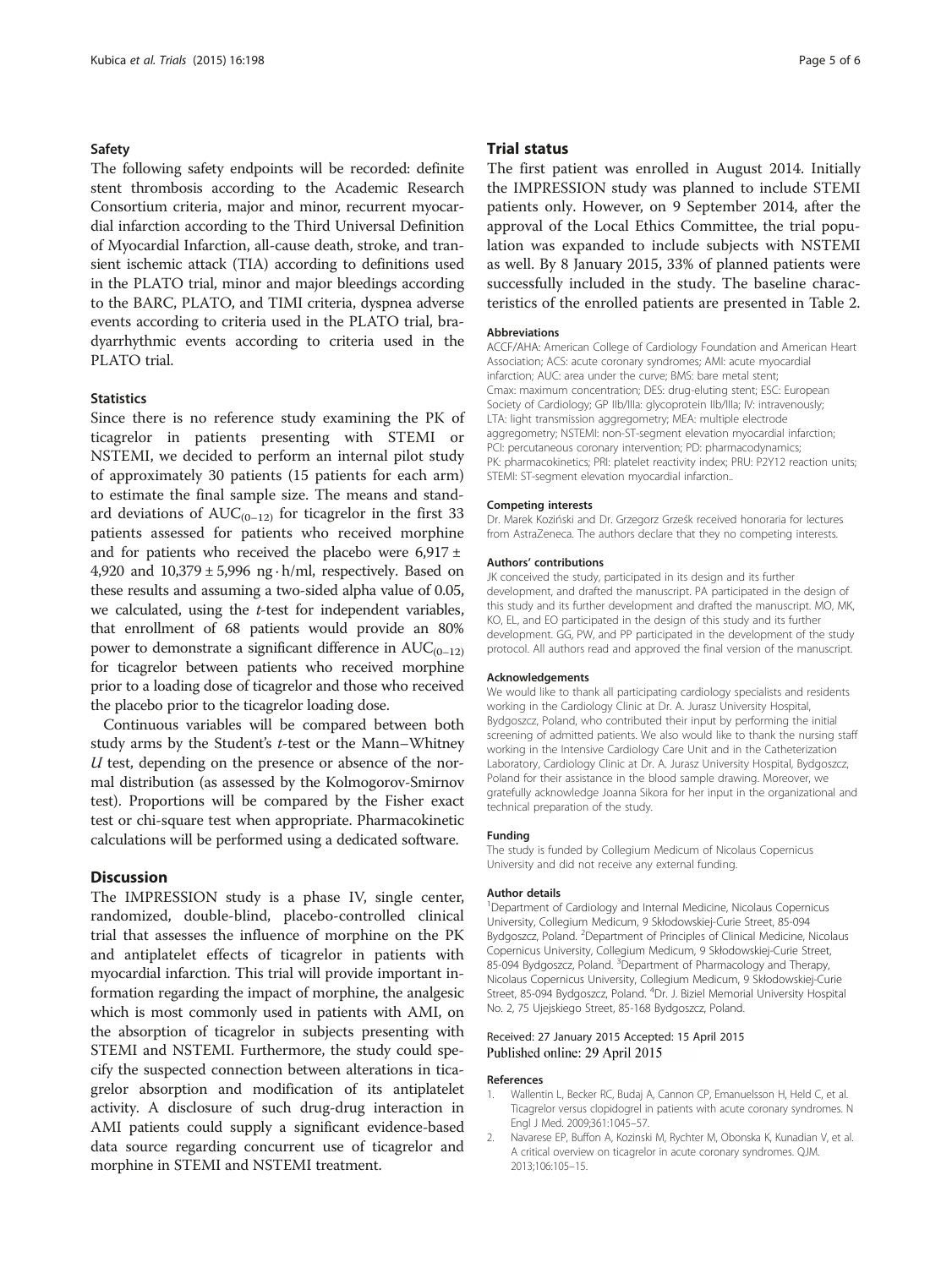### Safety

The following safety endpoints will be recorded: definite stent thrombosis according to the Academic Research Consortium criteria, major and minor, recurrent myocardial infarction according to the Third Universal Definition of Myocardial Infarction, all-cause death, stroke, and transient ischemic attack (TIA) according to definitions used in the PLATO trial, minor and major bleedings according to the BARC, PLATO, and TIMI criteria, dyspnea adverse events according to criteria used in the PLATO trial, bradyarrhythmic events according to criteria used in the PLATO trial.

### Statistics

Since there is no reference study examining the PK of ticagrelor in patients presenting with STEMI or NSTEMI, we decided to perform an internal pilot study of approximately 30 patients (15 patients for each arm) to estimate the final sample size. The means and standard deviations of $AUC_{(0-12)}$ for ticagrelor in the first 33 patients assessed for patients who received morphine and for patients who received the placebo were 6,917 ± 4,920 and 10,379 ± 5,996 ng · h/ml, respectively. Based on these results and assuming a two-sided alpha value of 0.05, we calculated, using the *t*-test for independent variables, that enrollment of 68 patients would provide an 80% power to demonstrate a significant difference in $AUC_{(0-12)}$ for ticagrelor between patients who received morphine prior to a loading dose of ticagrelor and those who received the placebo prior to the ticagrelor loading dose.

Continuous variables will be compared between both study arms by the Student's *t*-test or the Mann–Whitney *U* test, depending on the presence or absence of the normal distribution (as assessed by the Kolmogorov-Smirnov test). Proportions will be compared by the Fisher exact test or chi-square test when appropriate. Pharmacokinetic calculations will be performed using a dedicated software.

## Discussion

The IMPRESSION study is a phase IV, single center, randomized, double-blind, placebo-controlled clinical trial that assesses the influence of morphine on the PK and antiplatelet effects of ticagrelor in patients with myocardial infarction. This trial will provide important information regarding the impact of morphine, the analgesic which is most commonly used in patients with AMI, on the absorption of ticagrelor in subjects presenting with STEMI and NSTEMI. Furthermore, the study could specify the suspected connection between alterations in ticagrelor absorption and modification of its antiplatelet activity. A disclosure of such drug-drug interaction in AMI patients could supply a significant evidence-based data source regarding concurrent use of ticagrelor and morphine in STEMI and NSTEMI treatment.

## Trial status

The first patient was enrolled in August 2014. Initially the IMPRESSION study was planned to include STEMI patients only. However, on 9 September 2014, after the approval of the Local Ethics Committee, the trial population was expanded to include subjects with NSTEMI as well. By 8 January 2015, 33% of planned patients were successfully included in the study. The baseline characteristics of the enrolled patients are presented in Table 2.

#### Abbreviations

ACCF/AHA: American College of Cardiology Foundation and American Heart Association; ACS: acute coronary syndromes; AMI: acute myocardial infarction; AUC: area under the curve; BMS: bare metal stent; Cmax: maximum concentration; DES: drug-eluting stent; ESC: European Society of Cardiology; GP IIb/IIIa: glycoprotein IIb/IIIa; IV: intravenously; LTA: light transmission aggregometry; MEA: multiple electrode aggregometry; NSTEMI: non-ST-segment elevation myocardial infarction; PCI: percutaneous coronary intervention; PD: pharmacodynamics; PK: pharmacokinetics; PRI: platelet reactivity index; PRU: P2Y12 reaction units; STEMI: ST-segment elevation myocardial infarction..

#### Competing interests

Dr. Marek Koziński and Dr. Grzegorz Grześk received honoraria for lectures from AstraZeneca. The authors declare that they no competing interests.

#### Authors' contributions

JK conceived the study, participated in its design and its further development, and drafted the manuscript. PA participated in the design of this study and its further development and drafted the manuscript. MO, MK, KO, EL, and EO participated in the design of this study and its further development. GG, PW, and PP participated in the development of the study protocol. All authors read and approved the final version of the manuscript.

#### Acknowledgements

We would like to thank all participating cardiology specialists and residents working in the Cardiology Clinic at Dr. A. Jurasz University Hospital, Bydgoszcz, Poland, who contributed their input by performing the initial screening of admitted patients. We also would like to thank the nursing staff working in the Intensive Cardiology Care Unit and in the Catheterization Laboratory, Cardiology Clinic at Dr. A. Jurasz University Hospital, Bydgoszcz, Poland for their assistance in the blood sample drawing. Moreover, we gratefully acknowledge Joanna Sikora for her input in the organizational and technical preparation of the study.

#### Funding

The study is funded by Collegium Medicum of Nicolaus Copernicus University and did not receive any external funding.

#### Author details

[1]Department of Cardiology and Internal Medicine, Nicolaus Copernicus University, Collegium Medicum, 9 Skłodowskiej-Curie Street, 85-094 Bydgoszcz, Poland. [2]Department of Principles of Clinical Medicine, Nicolaus Copernicus University, Collegium Medicum, 9 Skłodowskiej-Curie Street, 85-094 Bydgoszcz, Poland. [3]Department of Pharmacology and Therapy, Nicolaus Copernicus University, Collegium Medicum, 9 Skłodowskiej-Curie Street, 85-094 Bydgoszcz, Poland. [4]Dr. J. Biziel Memorial University Hospital No. 2, 75 Ujejskiego Street, 85-168 Bydgoszcz, Poland.

Received: 27 January 2015 Accepted: 15 April 2015
Published online: 29 April 2015

#### References

1. Wallentin L, Becker RC, Budaj A, Cannon CP, Emanuelsson H, Held C, et al. Ticagrelor versus clopidogrel in patients with acute coronary syndromes. N Engl J Med. 2009;361:1045–57.
2. Navarese EP, Buffon A, Kozinski M, Rychter M, Obonska K, Kunadian V, et al. A critical overview on ticagrelor in acute coronary syndromes. QJM. 2013;106:105–15.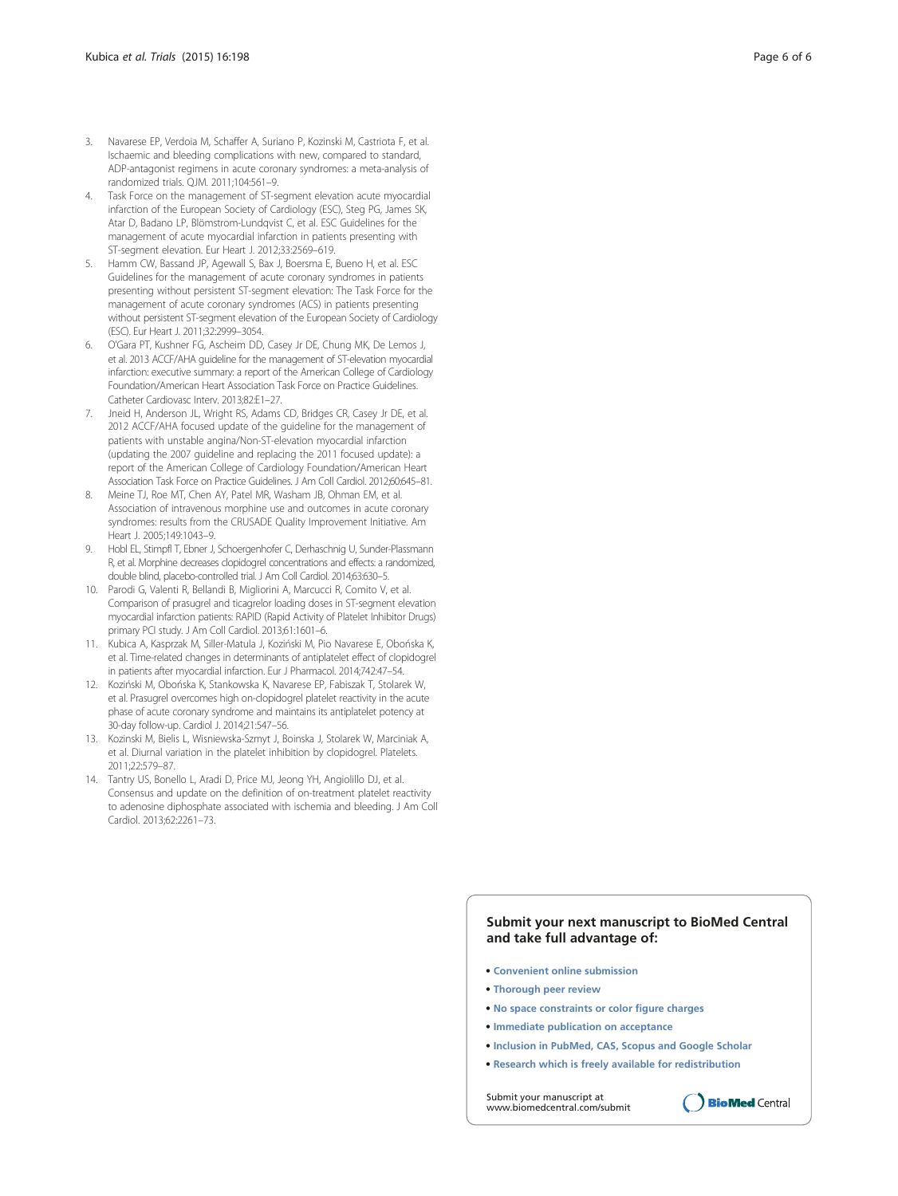3. Navarese EP, Verdoia M, Schaffer A, Suriano P, Kozinski M, Castriota F, et al. Ischaemic and bleeding complications with new, compared to standard, ADP-antagonist regimens in acute coronary syndromes: a meta-analysis of randomized trials. QJM. 2011;104:561–9.
4. Task Force on the management of ST-segment elevation acute myocardial infarction of the European Society of Cardiology (ESC), Steg PG, James SK, Atar D, Badano LP, Blömstrom-Lundqvist C, et al. ESC Guidelines for the management of acute myocardial infarction in patients presenting with ST-segment elevation. Eur Heart J. 2012;33:2569–619.
5. Hamm CW, Bassand JP, Agewall S, Bax J, Boersma E, Bueno H, et al. ESC Guidelines for the management of acute coronary syndromes in patients presenting without persistent ST-segment elevation: The Task Force for the management of acute coronary syndromes (ACS) in patients presenting without persistent ST-segment elevation of the European Society of Cardiology (ESC). Eur Heart J. 2011;32:2999–3054.
6. O'Gara PT, Kushner FG, Ascheim DD, Casey Jr DE, Chung MK, De Lemos J, et al. 2013 ACCF/AHA guideline for the management of ST-elevation myocardial infarction: executive summary: a report of the American College of Cardiology Foundation/American Heart Association Task Force on Practice Guidelines. Catheter Cardiovasc Interv. 2013;82:E1–27.
7. Jneid H, Anderson JL, Wright RS, Adams CD, Bridges CR, Casey Jr DE, et al. 2012 ACCF/AHA focused update of the guideline for the management of patients with unstable angina/Non-ST-elevation myocardial infarction (updating the 2007 guideline and replacing the 2011 focused update): a report of the American College of Cardiology Foundation/American Heart Association Task Force on Practice Guidelines. J Am Coll Cardiol. 2012;60:645–81.
8. Meine TJ, Roe MT, Chen AY, Patel MR, Washam JB, Ohman EM, et al. Association of intravenous morphine use and outcomes in acute coronary syndromes: results from the CRUSADE Quality Improvement Initiative. Am Heart J. 2005;149:1043–9.
9. Hobl EL, Stimpfl T, Ebner J, Schoergenhofer C, Derhaschnig U, Sunder-Plassmann R, et al. Morphine decreases clopidogrel concentrations and effects: a randomized, double blind, placebo-controlled trial. J Am Coll Cardiol. 2014;63:630–5.
10. Parodi G, Valenti R, Bellandi B, Migliorini A, Marcucci R, Comito V, et al. Comparison of prasugrel and ticagrelor loading doses in ST-segment elevation myocardial infarction patients: RAPID (Rapid Activity of Platelet Inhibitor Drugs) primary PCI study. J Am Coll Cardiol. 2013;61:1601–6.
11. Kubica A, Kasprzak M, Siller-Matula J, Koziński M, Pio Navarese E, Obońska K, et al. Time-related changes in determinants of antiplatelet effect of clopidogrel in patients after myocardial infarction. Eur J Pharmacol. 2014;742:47–54.
12. Koziński M, Obońska K, Stankowska K, Navarese EP, Fabiszak T, Stolarek W, et al. Prasugrel overcomes high on-clopidogrel platelet reactivity in the acute phase of acute coronary syndrome and maintains its antiplatelet potency at 30-day follow-up. Cardiol J. 2014;21:547–56.
13. Kozinski M, Bielis L, Wisniewska-Szmyt J, Boinska J, Stolarek W, Marciniak A, et al. Diurnal variation in the platelet inhibition by clopidogrel. Platelets. 2011;22:579–87.
14. Tantry US, Bonello L, Aradi D, Price MJ, Jeong YH, Angiolillo DJ, et al. Consensus and update on the definition of on-treatment platelet reactivity to adenosine diphosphate associated with ischemia and bleeding. J Am Coll Cardiol. 2013;62:2261–73.

**Submit your next manuscript to BioMed Central and take full advantage of:**

- **Convenient online submission**
- **Thorough peer review**
- **No space constraints or color figure charges**
- **Immediate publication on acceptance**
- **Inclusion in PubMed, CAS, Scopus and Google Scholar**
- **Research which is freely available for redistribution**

Submit your manuscript at
www.biomedcentral.com/submit

BioMed Central